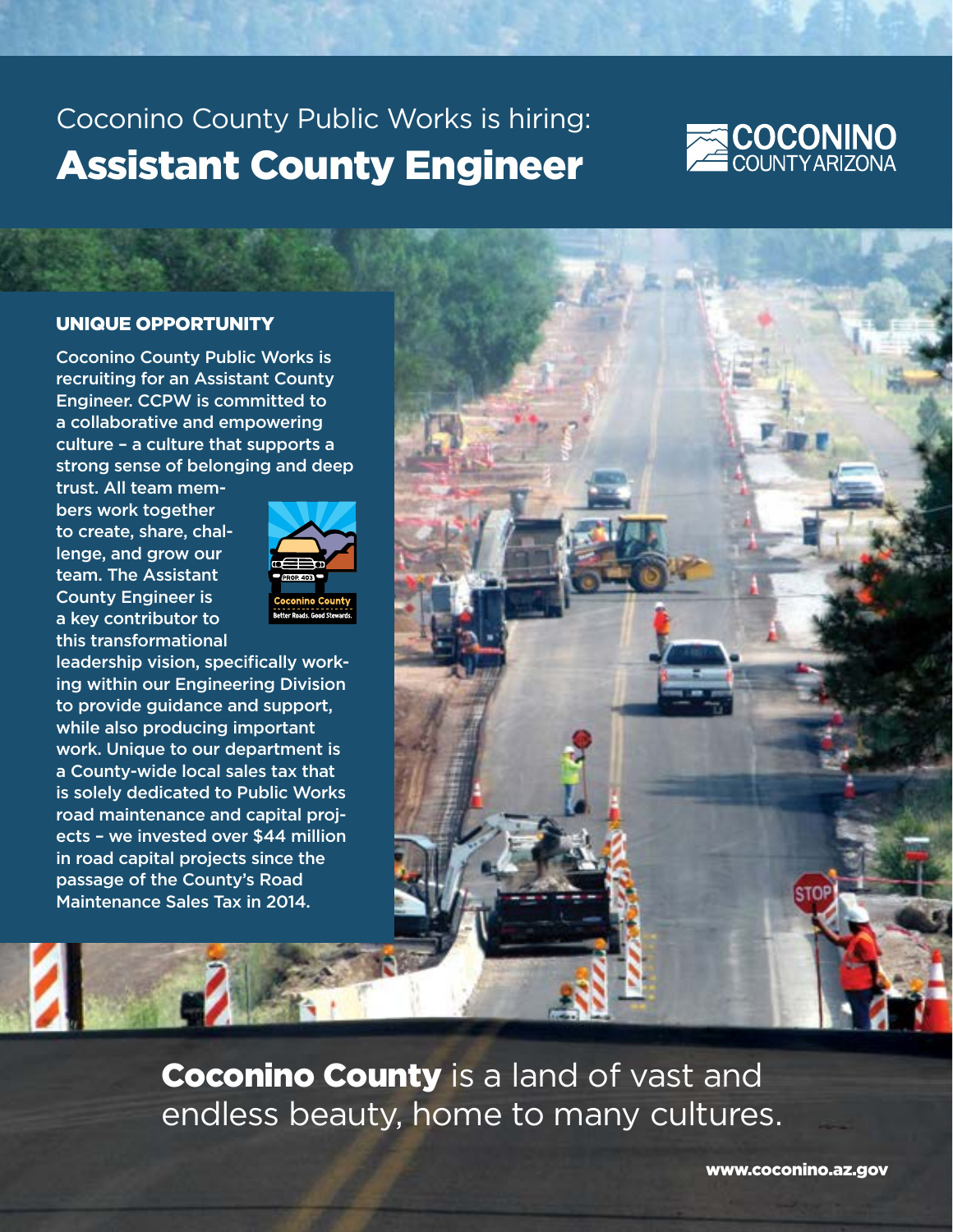Coconino County Public Works is hiring:

# Assistant County Engineer

COCONINO COUNTY ARIZONA

## UNIQUE OPPORTUNITY

Coconino County Public Works is recruiting for an Assistant County Engineer. CCPW is committed to a collaborative and empowering culture – a culture that supports a strong sense of belonging and deep trust. All team members work together to create, share, challenge, and grow our team. The Assistant County Engineer is a key contributor to this transformational leadership vision, specifically working within our Engineering Division to provide guidance and support, while also producing important work. Unique to our department is a County-wide local sales tax that is solely dedicated to Public Works road maintenance and capital projects – we invested over $44 million in road capital projects since the passage of the County's Road Maintenance Sales Tax in 2014.

PROP 403 Coconino County Better Roads. Good Stewards.

**Coconino County** is a land of vast and endless beauty, home to many cultures.

www.coconino.az.gov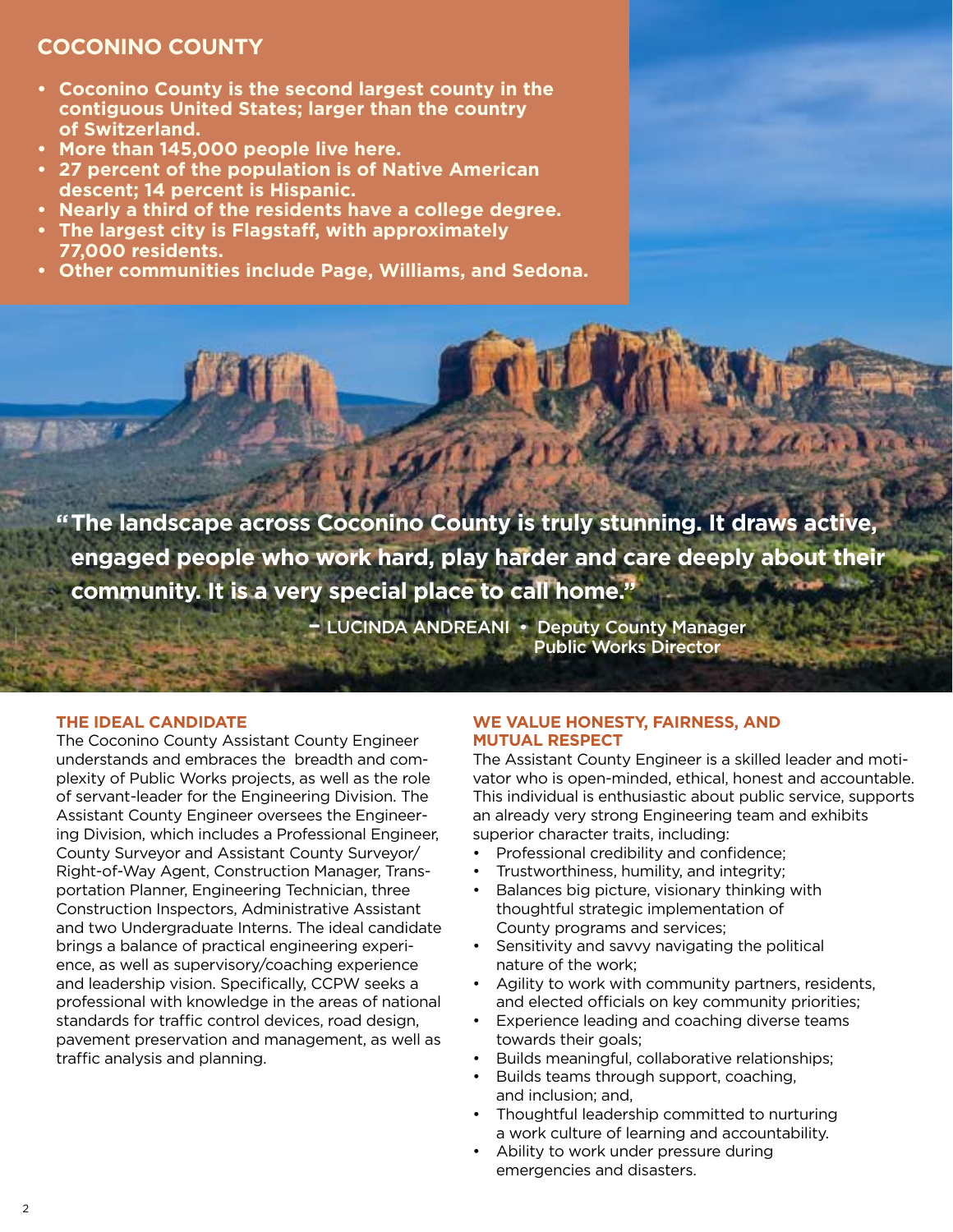## COCONINO COUNTY

- **Coconino County is the second largest county in the contiguous United States; larger than the country of Switzerland.**
- **More than 145,000 people live here.**
- **27 percent of the population is of Native American descent; 14 percent is Hispanic.**
- **Nearly a third of the residents have a college degree.**
- **The largest city is Flagstaff, with approximately 77,000 residents.**
- **Other communities include Page, Williams, and Sedona.**

> **"The landscape across Coconino County is truly stunning. It draws active, engaged people who work hard, play harder and care deeply about their community. It is a very special place to call home."**
>
> – LUCINDA ANDREANI • Deputy County Manager
> Public Works Director

### THE IDEAL CANDIDATE

The Coconino County Assistant County Engineer understands and embraces the breadth and complexity of Public Works projects, as well as the role of servant-leader for the Engineering Division. The Assistant County Engineer oversees the Engineering Division, which includes a Professional Engineer, County Surveyor and Assistant County Surveyor/Right-of-Way Agent, Construction Manager, Transportation Planner, Engineering Technician, three Construction Inspectors, Administrative Assistant and two Undergraduate Interns. The ideal candidate brings a balance of practical engineering experience, as well as supervisory/coaching experience and leadership vision. Specifically, CCPW seeks a professional with knowledge in the areas of national standards for traffic control devices, road design, pavement preservation and management, as well as traffic analysis and planning.

### WE VALUE HONESTY, FAIRNESS, AND MUTUAL RESPECT

The Assistant County Engineer is a skilled leader and motivator who is open-minded, ethical, honest and accountable. This individual is enthusiastic about public service, supports an already very strong Engineering team and exhibits superior character traits, including:

- Professional credibility and confidence;
- Trustworthiness, humility, and integrity;
- Balances big picture, visionary thinking with thoughtful strategic implementation of County programs and services;
- Sensitivity and savvy navigating the political nature of the work;
- Agility to work with community partners, residents, and elected officials on key community priorities;
- Experience leading and coaching diverse teams towards their goals;
- Builds meaningful, collaborative relationships;
- Builds teams through support, coaching, and inclusion; and,
- Thoughtful leadership committed to nurturing a work culture of learning and accountability.
- Ability to work under pressure during emergencies and disasters.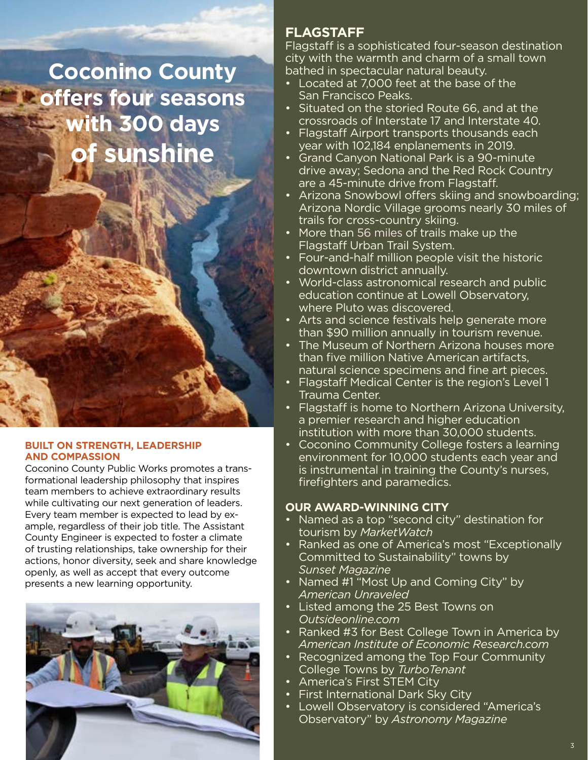# Coconino County offers four seasons with 300 days of sunshine

### BUILT ON STRENGTH, LEADERSHIP AND COMPASSION

Coconino County Public Works promotes a transformational leadership philosophy that inspires team members to achieve extraordinary results while cultivating our next generation of leaders. Every team member is expected to lead by example, regardless of their job title. The Assistant County Engineer is expected to foster a climate of trusting relationships, take ownership for their actions, honor diversity, seek and share knowledge openly, as well as accept that every outcome presents a new learning opportunity.

## FLAGSTAFF

Flagstaff is a sophisticated four-season destination city with the warmth and charm of a small town bathed in spectacular natural beauty.

- Located at 7,000 feet at the base of the San Francisco Peaks.
- Situated on the storied Route 66, and at the crossroads of Interstate 17 and Interstate 40.
- Flagstaff Airport transports thousands each year with 102,184 enplanements in 2019.
- Grand Canyon National Park is a 90-minute drive away; Sedona and the Red Rock Country are a 45-minute drive from Flagstaff.
- Arizona Snowbowl offers skiing and snowboarding; Arizona Nordic Village grooms nearly 30 miles of trails for cross-country skiing.
- More than 56 miles of trails make up the Flagstaff Urban Trail System.
- Four-and-half million people visit the historic downtown district annually.
- World-class astronomical research and public education continue at Lowell Observatory, where Pluto was discovered.
- Arts and science festivals help generate more than $90 million annually in tourism revenue.
- The Museum of Northern Arizona houses more than five million Native American artifacts, natural science specimens and fine art pieces.
- Flagstaff Medical Center is the region's Level 1 Trauma Center.
- Flagstaff is home to Northern Arizona University, a premier research and higher education institution with more than 30,000 students.
- Coconino Community College fosters a learning environment for 10,000 students each year and is instrumental in training the County's nurses, firefighters and paramedics.

## OUR AWARD-WINNING CITY

- Named as a top "second city" destination for tourism by *MarketWatch*
- Ranked as one of America's most "Exceptionally Committed to Sustainability" towns by *Sunset Magazine*
- Named #1 "Most Up and Coming City" by *American Unraveled*
- Listed among the 25 Best Towns on *Outsideonline.com*
- Ranked #3 for Best College Town in America by *American Institute of Economic Research.com*
- Recognized among the Top Four Community College Towns by *TurboTenant*
- America's First STEM City
- First International Dark Sky City
- Lowell Observatory is considered "America's Observatory" by *Astronomy Magazine*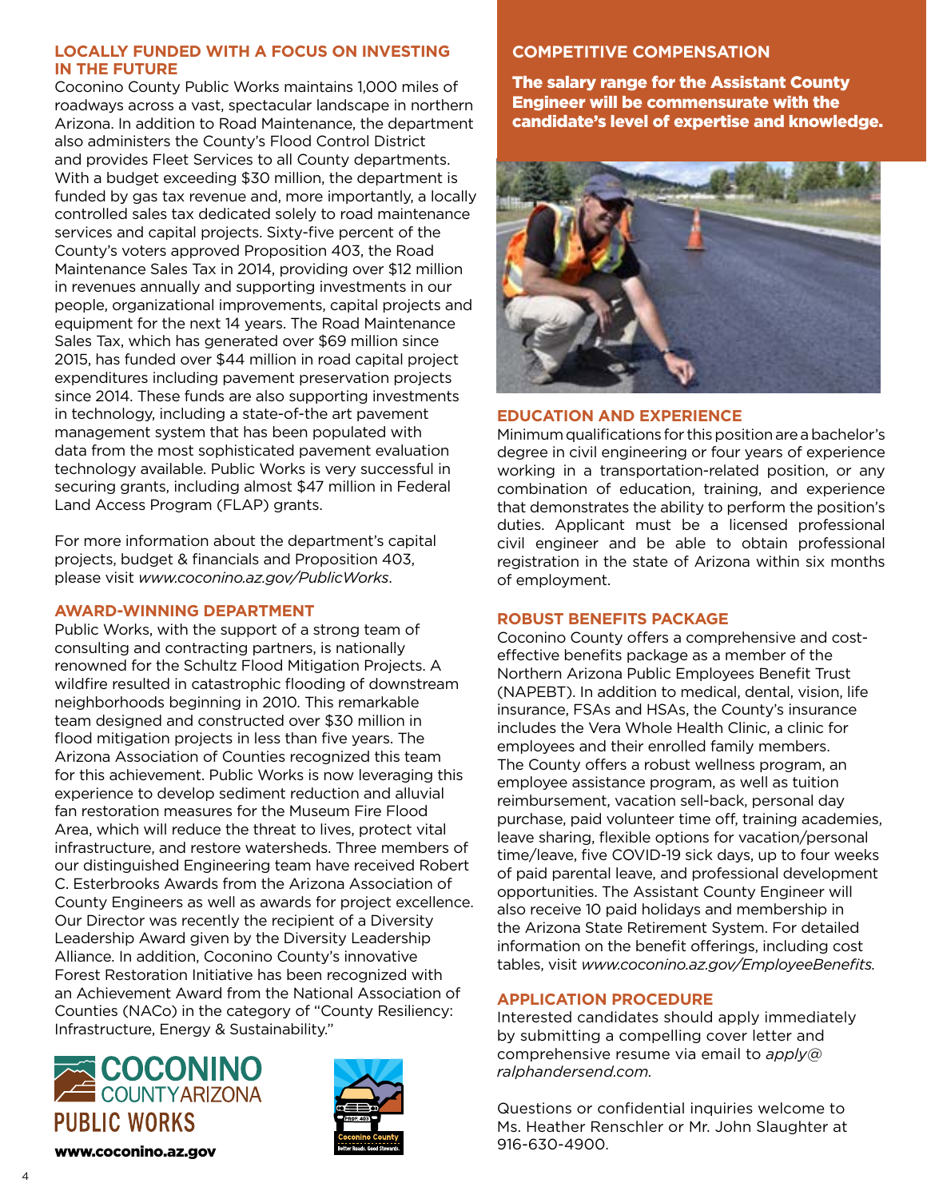## LOCALLY FUNDED WITH A FOCUS ON INVESTING IN THE FUTURE

Coconino County Public Works maintains 1,000 miles of roadways across a vast, spectacular landscape in northern Arizona. In addition to Road Maintenance, the department also administers the County's Flood Control District and provides Fleet Services to all County departments. With a budget exceeding $30 million, the department is funded by gas tax revenue and, more importantly, a locally controlled sales tax dedicated solely to road maintenance services and capital projects. Sixty-five percent of the County's voters approved Proposition 403, the Road Maintenance Sales Tax in 2014, providing over $12 million in revenues annually and supporting investments in our people, organizational improvements, capital projects and equipment for the next 14 years. The Road Maintenance Sales Tax, which has generated over $69 million since 2015, has funded over $44 million in road capital project expenditures including pavement preservation projects since 2014. These funds are also supporting investments in technology, including a state-of-the art pavement management system that has been populated with data from the most sophisticated pavement evaluation technology available. Public Works is very successful in securing grants, including almost $47 million in Federal Land Access Program (FLAP) grants.

For more information about the department's capital projects, budget & financials and Proposition 403, please visit *www.coconino.az.gov/PublicWorks*.

## AWARD-WINNING DEPARTMENT

Public Works, with the support of a strong team of consulting and contracting partners, is nationally renowned for the Schultz Flood Mitigation Projects. A wildfire resulted in catastrophic flooding of downstream neighborhoods beginning in 2010. This remarkable team designed and constructed over $30 million in flood mitigation projects in less than five years. The Arizona Association of Counties recognized this team for this achievement. Public Works is now leveraging this experience to develop sediment reduction and alluvial fan restoration measures for the Museum Fire Flood Area, which will reduce the threat to lives, protect vital infrastructure, and restore watersheds. Three members of our distinguished Engineering team have received Robert C. Esterbrooks Awards from the Arizona Association of County Engineers as well as awards for project excellence. Our Director was recently the recipient of a Diversity Leadership Award given by the Diversity Leadership Alliance. In addition, Coconino County's innovative Forest Restoration Initiative has been recognized with an Achievement Award from the National Association of Counties (NACo) in the category of "County Resiliency: Infrastructure, Energy & Sustainability."

COCONINO COUNTY ARIZONA PUBLIC WORKS

**www.coconino.az.gov**

## COMPETITIVE COMPENSATION

**The salary range for the Assistant County Engineer will be commensurate with the candidate's level of expertise and knowledge.**

## EDUCATION AND EXPERIENCE

Minimum qualifications for this position are a bachelor's degree in civil engineering or four years of experience working in a transportation-related position, or any combination of education, training, and experience that demonstrates the ability to perform the position's duties. Applicant must be a licensed professional civil engineer and be able to obtain professional registration in the state of Arizona within six months of employment.

## ROBUST BENEFITS PACKAGE

Coconino County offers a comprehensive and cost-effective benefits package as a member of the Northern Arizona Public Employees Benefit Trust (NAPEBT). In addition to medical, dental, vision, life insurance, FSAs and HSAs, the County's insurance includes the Vera Whole Health Clinic, a clinic for employees and their enrolled family members. The County offers a robust wellness program, an employee assistance program, as well as tuition reimbursement, vacation sell-back, personal day purchase, paid volunteer time off, training academies, leave sharing, flexible options for vacation/personal time/leave, five COVID-19 sick days, up to four weeks of paid parental leave, and professional development opportunities. The Assistant County Engineer will also receive 10 paid holidays and membership in the Arizona State Retirement System. For detailed information on the benefit offerings, including cost tables, visit *www.coconino.az.gov/EmployeeBenefits.*

## APPLICATION PROCEDURE

Interested candidates should apply immediately by submitting a compelling cover letter and comprehensive resume via email to *apply@ralphandersend.com.*

Questions or confidential inquiries welcome to Ms. Heather Renschler or Mr. John Slaughter at 916-630-4900.